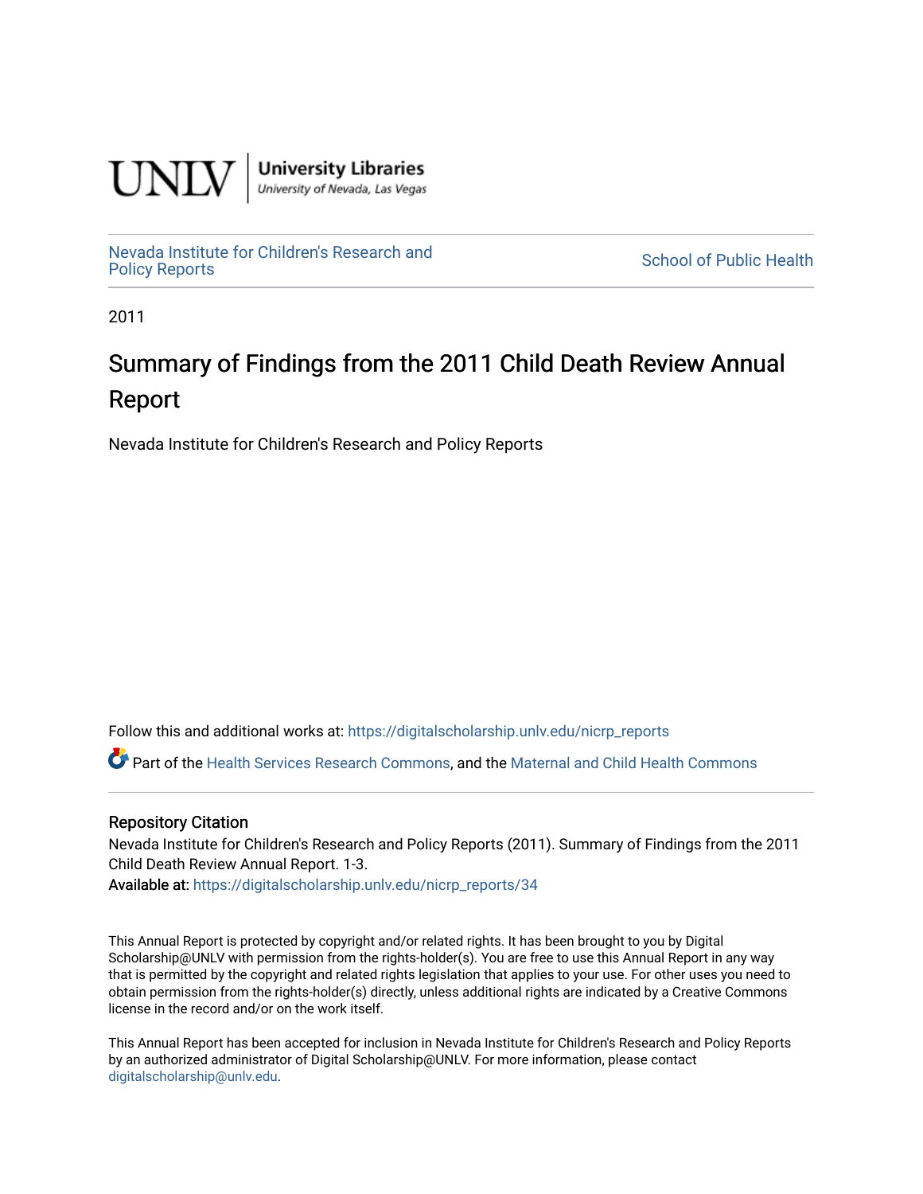UNLV | University Libraries
University of Nevada, Las Vegas

Nevada Institute for Children's Research and Policy Reports

School of Public Health

2011

# Summary of Findings from the 2011 Child Death Review Annual Report

Nevada Institute for Children's Research and Policy Reports

Follow this and additional works at: https://digitalscholarship.unlv.edu/nicrp_reports

Part of the Health Services Research Commons, and the Maternal and Child Health Commons

## Repository Citation

Nevada Institute for Children's Research and Policy Reports (2011). Summary of Findings from the 2011 Child Death Review Annual Report. 1-3.

Available at: https://digitalscholarship.unlv.edu/nicrp_reports/34

This Annual Report is protected by copyright and/or related rights. It has been brought to you by Digital Scholarship@UNLV with permission from the rights-holder(s). You are free to use this Annual Report in any way that is permitted by the copyright and related rights legislation that applies to your use. For other uses you need to obtain permission from the rights-holder(s) directly, unless additional rights are indicated by a Creative Commons license in the record and/or on the work itself.

This Annual Report has been accepted for inclusion in Nevada Institute for Children's Research and Policy Reports by an authorized administrator of Digital Scholarship@UNLV. For more information, please contact digitalscholarship@unlv.edu.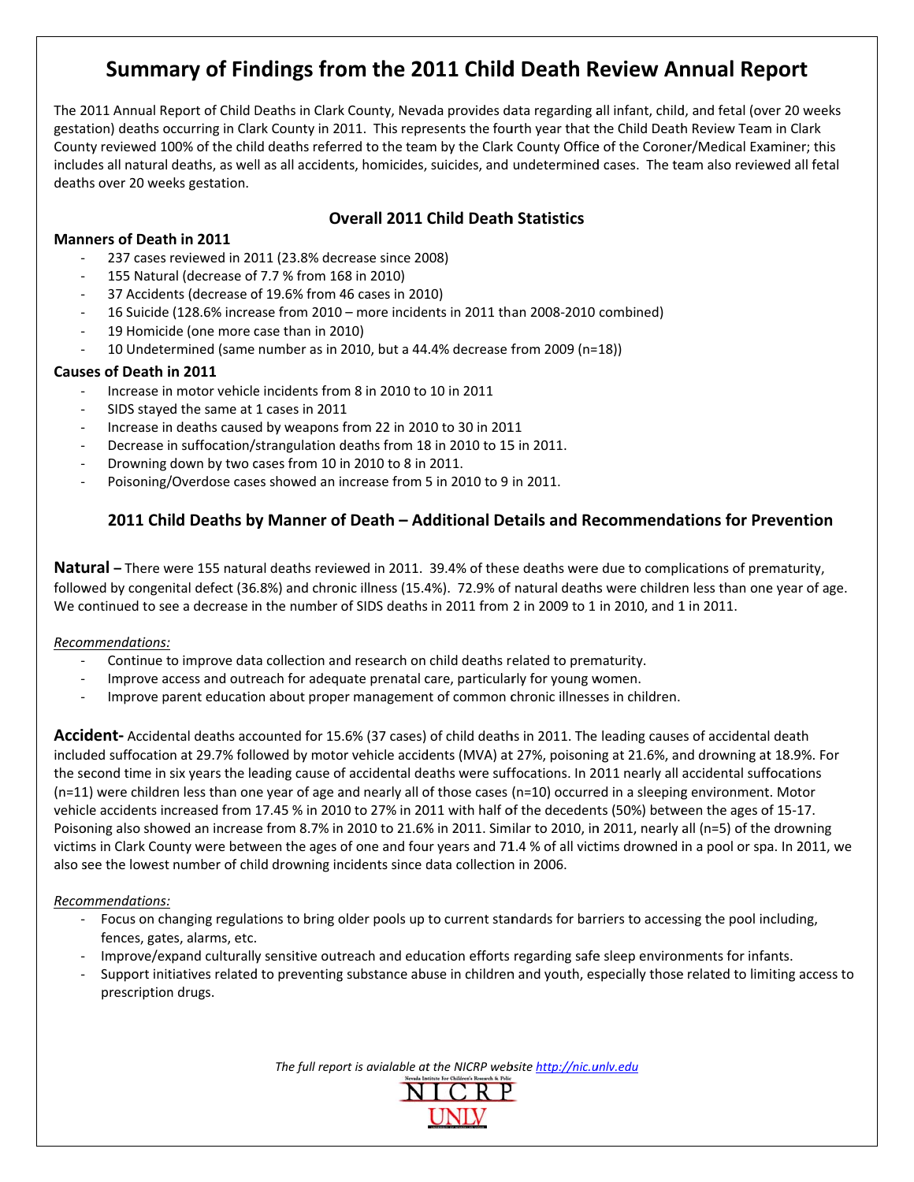# Summary of Findings from the 2011 Child Death Review Annual Report

The 2011 Annual Report of Child Deaths in Clark County, Nevada provides data regarding all infant, child, and fetal (over 20 weeks gestation) deaths occurring in Clark County in 2011. This represents the fourth year that the Child Death Review Team in Clark County reviewed 100% of the child deaths referred to the team by the Clark County Office of the Coroner/Medical Examiner; this includes all natural deaths, as well as all accidents, homicides, suicides, and undetermined cases. The team also reviewed all fetal deaths over 20 weeks gestation.

## Overall 2011 Child Death Statistics

### Manners of Death in 2011

- 237 cases reviewed in 2011 (23.8% decrease since 2008)
- 155 Natural (decrease of 7.7 % from 168 in 2010)
- 37 Accidents (decrease of 19.6% from 46 cases in 2010)
- 16 Suicide (128.6% increase from 2010 – more incidents in 2011 than 2008-2010 combined)
- 19 Homicide (one more case than in 2010)
- 10 Undetermined (same number as in 2010, but a 44.4% decrease from 2009 (n=18))

### Causes of Death in 2011

- Increase in motor vehicle incidents from 8 in 2010 to 10 in 2011
- SIDS stayed the same at 1 cases in 2011
- Increase in deaths caused by weapons from 22 in 2010 to 30 in 2011
- Decrease in suffocation/strangulation deaths from 18 in 2010 to 15 in 2011.
- Drowning down by two cases from 10 in 2010 to 8 in 2011.
- Poisoning/Overdose cases showed an increase from 5 in 2010 to 9 in 2011.

## 2011 Child Deaths by Manner of Death – Additional Details and Recommendations for Prevention

**Natural –** There were 155 natural deaths reviewed in 2011. 39.4% of these deaths were due to complications of prematurity, followed by congenital defect (36.8%) and chronic illness (15.4%). 72.9% of natural deaths were children less than one year of age. We continued to see a decrease in the number of SIDS deaths in 2011 from 2 in 2009 to 1 in 2010, and 1 in 2011.

*Recommendations:*

- Continue to improve data collection and research on child deaths related to prematurity.
- Improve access and outreach for adequate prenatal care, particularly for young women.
- Improve parent education about proper management of common chronic illnesses in children.

**Accident-** Accidental deaths accounted for 15.6% (37 cases) of child deaths in 2011. The leading causes of accidental death included suffocation at 29.7% followed by motor vehicle accidents (MVA) at 27%, poisoning at 21.6%, and drowning at 18.9%. For the second time in six years the leading cause of accidental deaths were suffocations. In 2011 nearly all accidental suffocations (n=11) were children less than one year of age and nearly all of those cases (n=10) occurred in a sleeping environment. Motor vehicle accidents increased from 17.45 % in 2010 to 27% in 2011 with half of the decedents (50%) between the ages of 15-17. Poisoning also showed an increase from 8.7% in 2010 to 21.6% in 2011. Similar to 2010, in 2011, nearly all (n=5) of the drowning victims in Clark County were between the ages of one and four years and 71.4 % of all victims drowned in a pool or spa. In 2011, we also see the lowest number of child drowning incidents since data collection in 2006.

*Recommendations:*

- Focus on changing regulations to bring older pools up to current standards for barriers to accessing the pool including, fences, gates, alarms, etc.
- Improve/expand culturally sensitive outreach and education efforts regarding safe sleep environments for infants.
- Support initiatives related to preventing substance abuse in children and youth, especially those related to limiting access to prescription drugs.

*The full report is avialable at the NICRP website http://nic.unlv.edu*

Nevada Institute for Children's Research & Policy
NICRP
UNLV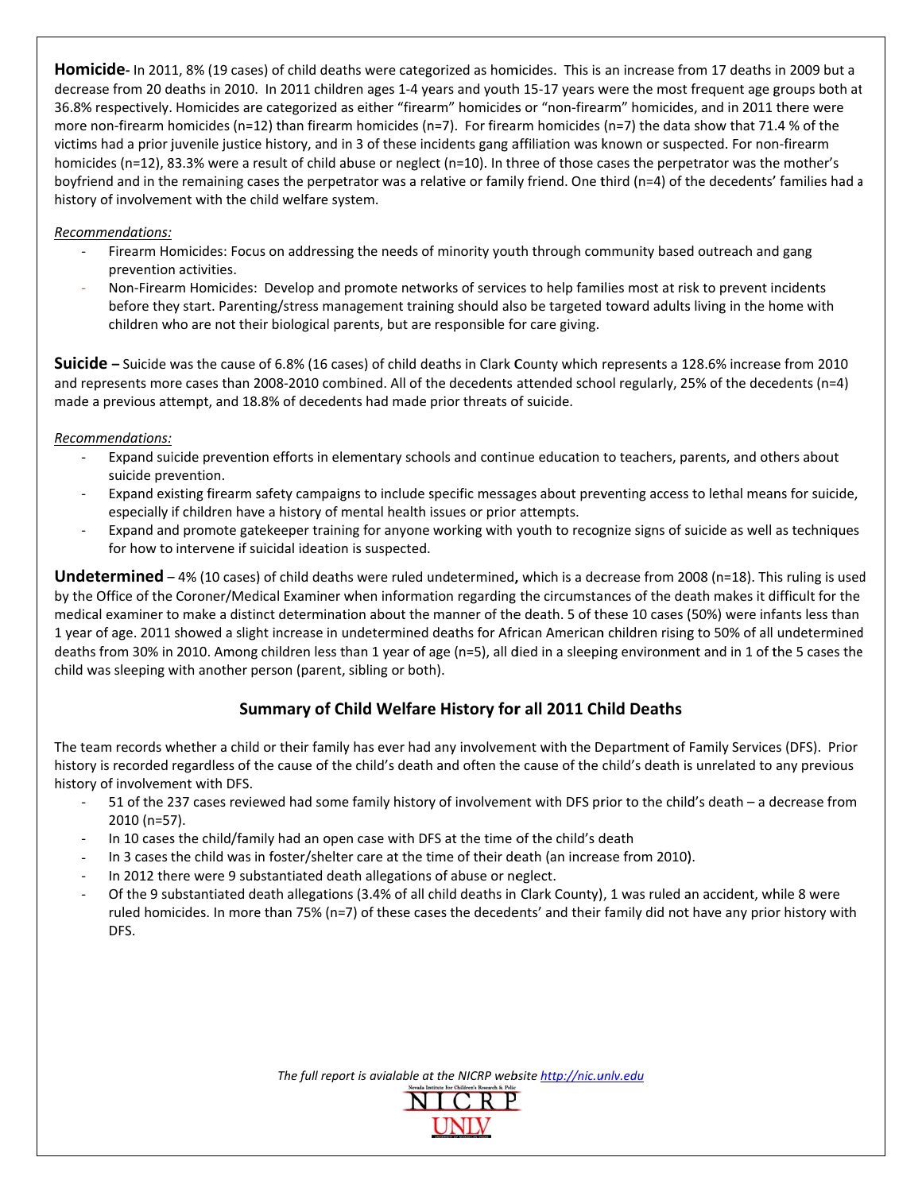**Homicide**- In 2011, 8% (19 cases) of child deaths were categorized as homicides. This is an increase from 17 deaths in 2009 but a decrease from 20 deaths in 2010. In 2011 children ages 1-4 years and youth 15-17 years were the most frequent age groups both at 36.8% respectively. Homicides are categorized as either "firearm" homicides or "non-firearm" homicides, and in 2011 there were more non-firearm homicides (n=12) than firearm homicides (n=7). For firearm homicides (n=7) the data show that 71.4 % of the victims had a prior juvenile justice history, and in 3 of these incidents gang affiliation was known or suspected. For non-firearm homicides (n=12), 83.3% were a result of child abuse or neglect (n=10). In three of those cases the perpetrator was the mother's boyfriend and in the remaining cases the perpetrator was a relative or family friend. One third (n=4) of the decedents' families had a history of involvement with the child welfare system.

*Recommendations:*

- Firearm Homicides: Focus on addressing the needs of minority youth through community based outreach and gang prevention activities.
- Non-Firearm Homicides: Develop and promote networks of services to help families most at risk to prevent incidents before they start. Parenting/stress management training should also be targeted toward adults living in the home with children who are not their biological parents, but are responsible for care giving.

**Suicide** – Suicide was the cause of 6.8% (16 cases) of child deaths in Clark County which represents a 128.6% increase from 2010 and represents more cases than 2008-2010 combined. All of the decedents attended school regularly, 25% of the decedents (n=4) made a previous attempt, and 18.8% of decedents had made prior threats of suicide.

*Recommendations:*

- Expand suicide prevention efforts in elementary schools and continue education to teachers, parents, and others about suicide prevention.
- Expand existing firearm safety campaigns to include specific messages about preventing access to lethal means for suicide, especially if children have a history of mental health issues or prior attempts.
- Expand and promote gatekeeper training for anyone working with youth to recognize signs of suicide as well as techniques for how to intervene if suicidal ideation is suspected.

**Undetermined** – 4% (10 cases) of child deaths were ruled undetermined, which is a decrease from 2008 (n=18). This ruling is used by the Office of the Coroner/Medical Examiner when information regarding the circumstances of the death makes it difficult for the medical examiner to make a distinct determination about the manner of the death. 5 of these 10 cases (50%) were infants less than 1 year of age. 2011 showed a slight increase in undetermined deaths for African American children rising to 50% of all undetermined deaths from 30% in 2010. Among children less than 1 year of age (n=5), all died in a sleeping environment and in 1 of the 5 cases the child was sleeping with another person (parent, sibling or both).

## Summary of Child Welfare History for all 2011 Child Deaths

The team records whether a child or their family has ever had any involvement with the Department of Family Services (DFS). Prior history is recorded regardless of the cause of the child's death and often the cause of the child's death is unrelated to any previous history of involvement with DFS.

- 51 of the 237 cases reviewed had some family history of involvement with DFS prior to the child's death – a decrease from 2010 (n=57).
- In 10 cases the child/family had an open case with DFS at the time of the child's death
- In 3 cases the child was in foster/shelter care at the time of their death (an increase from 2010).
- In 2012 there were 9 substantiated death allegations of abuse or neglect.
- Of the 9 substantiated death allegations (3.4% of all child deaths in Clark County), 1 was ruled an accident, while 8 were ruled homicides. In more than 75% (n=7) of these cases the decedents' and their family did not have any prior history with DFS.

*The full report is avialable at the NICRP website http://nic.unlv.edu*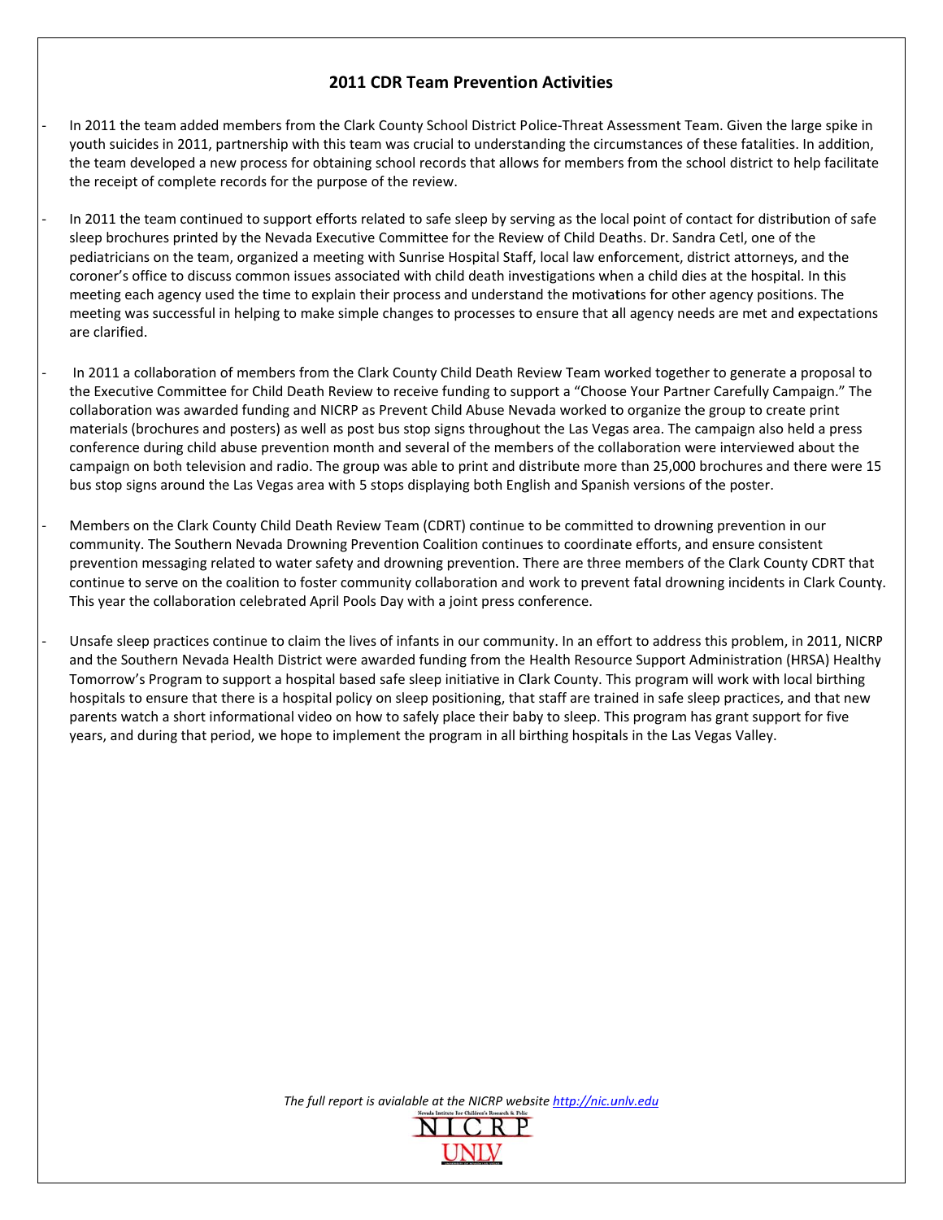## 2011 CDR Team Prevention Activities

- In 2011 the team added members from the Clark County School District Police-Threat Assessment Team. Given the large spike in youth suicides in 2011, partnership with this team was crucial to understanding the circumstances of these fatalities. In addition, the team developed a new process for obtaining school records that allows for members from the school district to help facilitate the receipt of complete records for the purpose of the review.

- In 2011 the team continued to support efforts related to safe sleep by serving as the local point of contact for distribution of safe sleep brochures printed by the Nevada Executive Committee for the Review of Child Deaths. Dr. Sandra Cetl, one of the pediatricians on the team, organized a meeting with Sunrise Hospital Staff, local law enforcement, district attorneys, and the coroner's office to discuss common issues associated with child death investigations when a child dies at the hospital. In this meeting each agency used the time to explain their process and understand the motivations for other agency positions. The meeting was successful in helping to make simple changes to processes to ensure that all agency needs are met and expectations are clarified.

- In 2011 a collaboration of members from the Clark County Child Death Review Team worked together to generate a proposal to the Executive Committee for Child Death Review to receive funding to support a "Choose Your Partner Carefully Campaign." The collaboration was awarded funding and NICRP as Prevent Child Abuse Nevada worked to organize the group to create print materials (brochures and posters) as well as post bus stop signs throughout the Las Vegas area. The campaign also held a press conference during child abuse prevention month and several of the members of the collaboration were interviewed about the campaign on both television and radio. The group was able to print and distribute more than 25,000 brochures and there were 15 bus stop signs around the Las Vegas area with 5 stops displaying both English and Spanish versions of the poster.

- Members on the Clark County Child Death Review Team (CDRT) continue to be committed to drowning prevention in our community. The Southern Nevada Drowning Prevention Coalition continues to coordinate efforts, and ensure consistent prevention messaging related to water safety and drowning prevention. There are three members of the Clark County CDRT that continue to serve on the coalition to foster community collaboration and work to prevent fatal drowning incidents in Clark County. This year the collaboration celebrated April Pools Day with a joint press conference.

- Unsafe sleep practices continue to claim the lives of infants in our community. In an effort to address this problem, in 2011, NICRP and the Southern Nevada Health District were awarded funding from the Health Resource Support Administration (HRSA) Healthy Tomorrow's Program to support a hospital based safe sleep initiative in Clark County. This program will work with local birthing hospitals to ensure that there is a hospital policy on sleep positioning, that staff are trained in safe sleep practices, and that new parents watch a short informational video on how to safely place their baby to sleep. This program has grant support for five years, and during that period, we hope to implement the program in all birthing hospitals in the Las Vegas Valley.

*The full report is avialable at the NICRP website http://nic.unlv.edu*

Nevada Institute for Children's Research & Polic
NICRP
UNLV